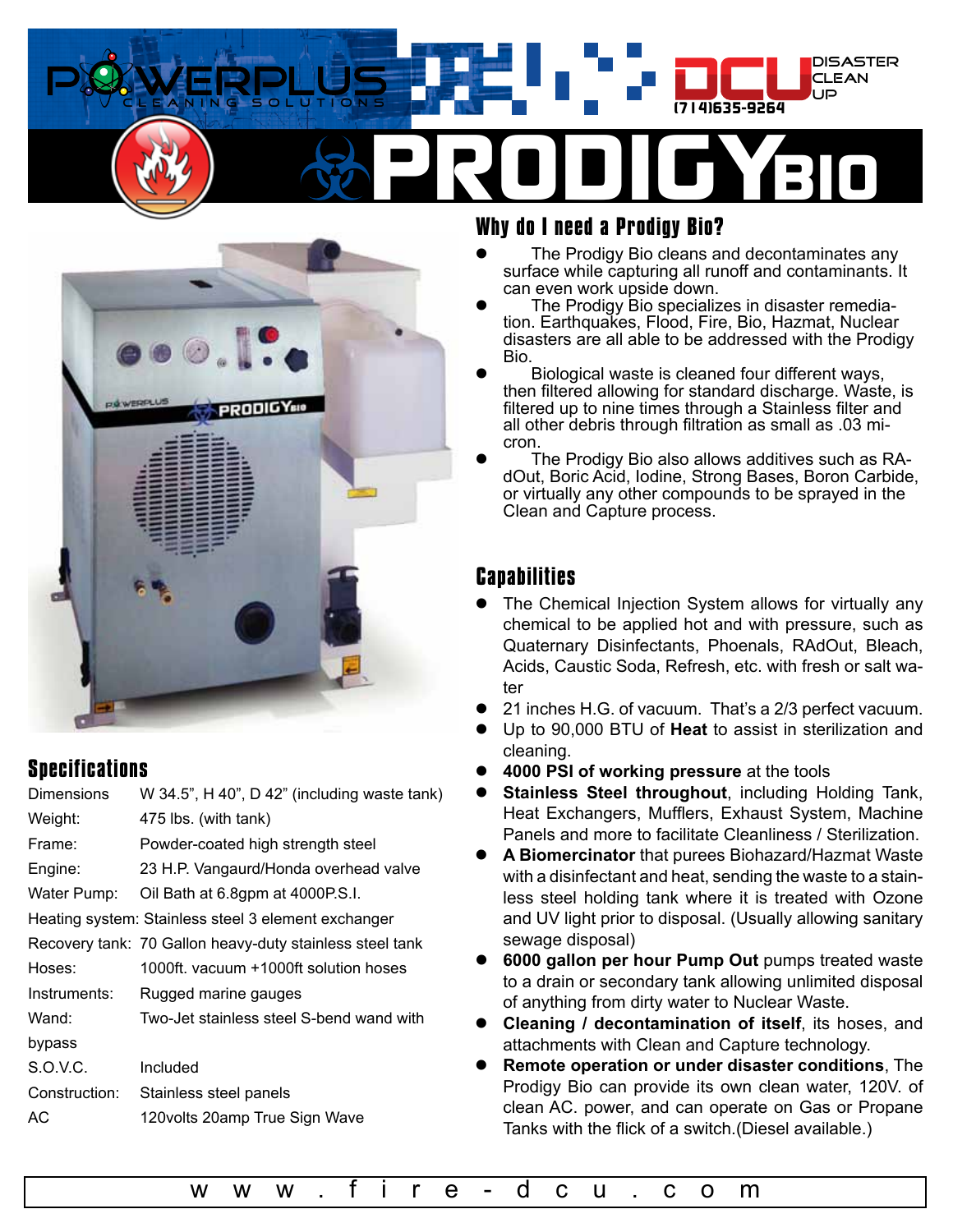POWERPLUS CLEANING SOLUTIONS

DCU DISASTER CLEAN UP (714)635-9264

# PRODIGY BIO

## Why do I need a Prodigy Bio?

- The Prodigy Bio cleans and decontaminates any surface while capturing all runoff and contaminants. It can even work upside down.
- The Prodigy Bio specializes in disaster remediation. Earthquakes, Flood, Fire, Bio, Hazmat, Nuclear disasters are all able to be addressed with the Prodigy Bio.
- Biological waste is cleaned four different ways, then filtered allowing for standard discharge. Waste, is filtered up to nine times through a Stainless filter and all other debris through filtration as small as .03 micron.
- The Prodigy Bio also allows additives such as RAdOut, Boric Acid, Iodine, Strong Bases, Boron Carbide, or virtually any other compounds to be sprayed in the Clean and Capture process.

## Capabilities

- The Chemical Injection System allows for virtually any chemical to be applied hot and with pressure, such as Quaternary Disinfectants, Phoenals, RAdOut, Bleach, Acids, Caustic Soda, Refresh, etc. with fresh or salt water
- 21 inches H.G. of vacuum. That's a 2/3 perfect vacuum.
- Up to 90,000 BTU of **Heat** to assist in sterilization and cleaning.
- **4000 PSI of working pressure** at the tools
- **Stainless Steel throughout**, including Holding Tank, Heat Exchangers, Mufflers, Exhaust System, Machine Panels and more to facilitate Cleanliness / Sterilization.
- **A Biomercinator** that purees Biohazard/Hazmat Waste with a disinfectant and heat, sending the waste to a stainless steel holding tank where it is treated with Ozone and UV light prior to disposal. (Usually allowing sanitary sewage disposal)
- **6000 gallon per hour Pump Out** pumps treated waste to a drain or secondary tank allowing unlimited disposal of anything from dirty water to Nuclear Waste.
- **Cleaning / decontamination of itself**, its hoses, and attachments with Clean and Capture technology.
- **Remote operation or under disaster conditions**, The Prodigy Bio can provide its own clean water, 120V. of clean AC. power, and can operate on Gas or Propane Tanks with the flick of a switch.(Diesel available.)

## Specifications

| | |
|---|---|
| Dimensions | W 34.5", H 40", D 42" (including waste tank) |
| Weight: | 475 lbs. (with tank) |
| Frame: | Powder-coated high strength steel |
| Engine: | 23 H.P. Vangaurd/Honda overhead valve |
| Water Pump: | Oil Bath at 6.8gpm at 4000P.S.I. |
| Heating system: | Stainless steel 3 element exchanger |
| Recovery tank: | 70 Gallon heavy-duty stainless steel tank |
| Hoses: | 1000ft. vacuum +1000ft solution hoses |
| Instruments: | Rugged marine gauges |
| Wand: | Two-Jet stainless steel S-bend wand with bypass |
| S.O.V.C. | Included |
| Construction: | Stainless steel panels |
| AC | 120volts 20amp True Sign Wave |

www.fire-dcu.com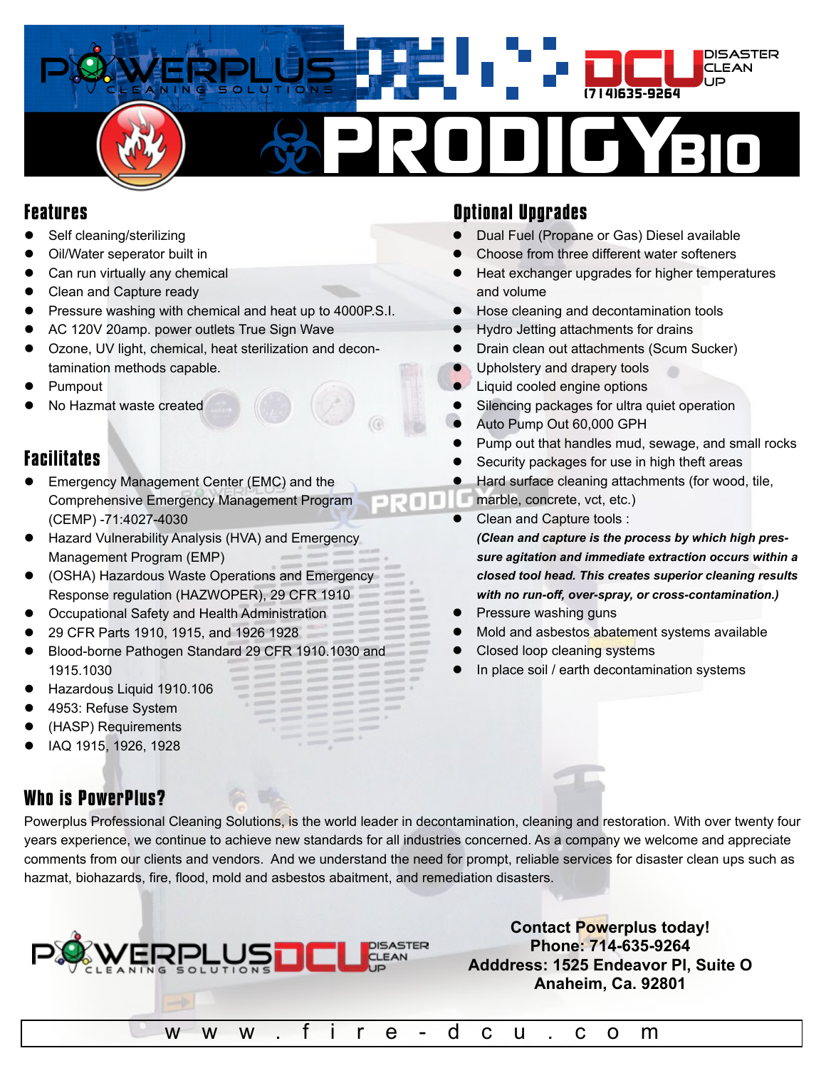# POWERPLUS CLEANING SOLUTIONS

DCU DISASTER CLEAN UP
(714)635-9264

# PRODIGY BIO

## Features

- Self cleaning/sterilizing
- Oil/Water seperator built in
- Can run virtually any chemical
- Clean and Capture ready
- Pressure washing with chemical and heat up to 4000P.S.I.
- AC 120V 20amp. power outlets True Sign Wave
- Ozone, UV light, chemical, heat sterilization and decontamination methods capable.
- Pumpout
- No Hazmat waste created

## Facilitates

- Emergency Management Center (EMC) and the Comprehensive Emergency Management Program (CEMP) -71:4027-4030
- Hazard Vulnerability Analysis (HVA) and Emergency Management Program (EMP)
- (OSHA) Hazardous Waste Operations and Emergency Response regulation (HAZWOPER), 29 CFR 1910
- Occupational Safety and Health Administration
- 29 CFR Parts 1910, 1915, and 1926 1928
- Blood-borne Pathogen Standard 29 CFR 1910.1030 and 1915.1030
- Hazardous Liquid 1910.106
- 4953: Refuse System
- (HASP) Requirements
- IAQ 1915, 1926, 1928

## Optional Upgrades

- Dual Fuel (Propane or Gas) Diesel available
- Choose from three different water softeners
- Heat exchanger upgrades for higher temperatures and volume
- Hose cleaning and decontamination tools
- Hydro Jetting attachments for drains
- Drain clean out attachments (Scum Sucker)
- Upholstery and drapery tools
- Liquid cooled engine options
- Silencing packages for ultra quiet operation
- Auto Pump Out 60,000 GPH
- Pump out that handles mud, sewage, and small rocks
- Security packages for use in high theft areas
- Hard surface cleaning attachments (for wood, tile, marble, concrete, vct, etc.)
- Clean and Capture tools :
  ***(Clean and capture is the process by which high pressure agitation and immediate extraction occurs within a closed tool head. This creates superior cleaning results with no run-off, over-spray, or cross-contamination.)***
- Pressure washing guns
- Mold and asbestos abatement systems available
- Closed loop cleaning systems
- In place soil / earth decontamination systems

## Who is PowerPlus?

Powerplus Professional Cleaning Solutions, is the world leader in decontamination, cleaning and restoration. With over twenty four years experience, we continue to achieve new standards for all industries concerned. As a company we welcome and appreciate comments from our clients and vendors. And we understand the need for prompt, reliable services for disaster clean ups such as hazmat, biohazards, fire, flood, mold and asbestos abaitment, and remediation disasters.

POWERPLUS CLEANING SOLUTIONS DCU DISASTER CLEAN UP

**Contact Powerplus today!**
**Phone: 714-635-9264**
**Adddress: 1525 Endeavor Pl, Suite O**
**Anaheim, Ca. 92801**

www.fire-dcu.com